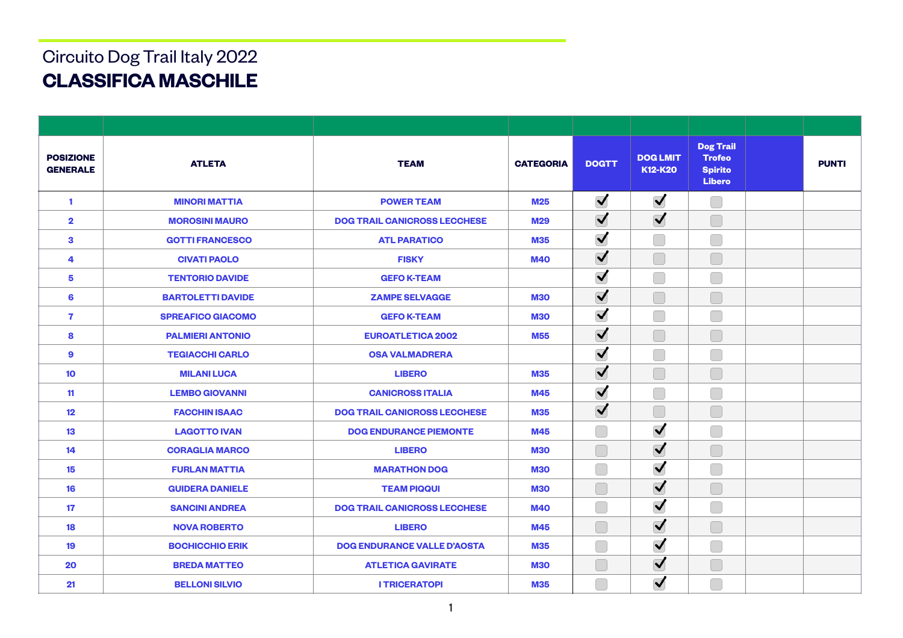Circuito Dog Trail Italy 2022

# CLASSIFICA MASCHILE

| POSIZIONE GENERALE | ATLETA | TEAM | CATEGORIA | DOGTT | DOG LMIT K12-K20 | Dog Trail Trofeo Spirito Libero | | PUNTI |
|---|---|---|---|---|---|---|---|---|
| 1 | MINORI MATTIA | POWER TEAM | M25 | ✓ | ✓ | ☐ | | |
| 2 | MOROSINI MAURO | DOG TRAIL CANICROSS LECCHESE | M29 | ✓ | ✓ | ☐ | | |
| 3 | GOTTI FRANCESCO | ATL PARATICO | M35 | ✓ | ☐ | ☐ | | |
| 4 | CIVATI PAOLO | FISKY | M40 | ✓ | ☐ | ☐ | | |
| 5 | TENTORIO DAVIDE | GEFO K-TEAM | | ✓ | ☐ | ☐ | | |
| 6 | BARTOLETTI DAVIDE | ZAMPE SELVAGGE | M30 | ✓ | ☐ | ☐ | | |
| 7 | SPREAFICO GIACOMO | GEFO K-TEAM | M30 | ✓ | ☐ | ☐ | | |
| 8 | PALMIERI ANTONIO | EUROATLETICA 2002 | M55 | ✓ | ☐ | ☐ | | |
| 9 | TEGIACCHI CARLO | OSA VALMADRERA | | ✓ | ☐ | ☐ | | |
| 10 | MILANI LUCA | LIBERO | M35 | ✓ | ☐ | ☐ | | |
| 11 | LEMBO GIOVANNI | CANICROSS ITALIA | M45 | ✓ | ☐ | ☐ | | |
| 12 | FACCHIN ISAAC | DOG TRAIL CANICROSS LECCHESE | M35 | ✓ | ☐ | ☐ | | |
| 13 | LAGOTTO IVAN | DOG ENDURANCE PIEMONTE | M45 | ☐ | ✓ | ☐ | | |
| 14 | CORAGLIA MARCO | LIBERO | M30 | ☐ | ✓ | ☐ | | |
| 15 | FURLAN MATTIA | MARATHON DOG | M30 | ☐ | ✓ | ☐ | | |
| 16 | GUIDERA DANIELE | TEAM PIQQUI | M30 | ☐ | ✓ | ☐ | | |
| 17 | SANCINI ANDREA | DOG TRAIL CANICROSS LECCHESE | M40 | ☐ | ✓ | ☐ | | |
| 18 | NOVA ROBERTO | LIBERO | M45 | ☐ | ✓ | ☐ | | |
| 19 | BOCHICCHIO ERIK | DOG ENDURANCE VALLE D'AOSTA | M35 | ☐ | ✓ | ☐ | | |
| 20 | BREDA MATTEO | ATLETICA GAVIRATE | M30 | ☐ | ✓ | ☐ | | |
| 21 | BELLONI SILVIO | I TRICERATOPI | M35 | ☐ | ✓ | ☐ | | |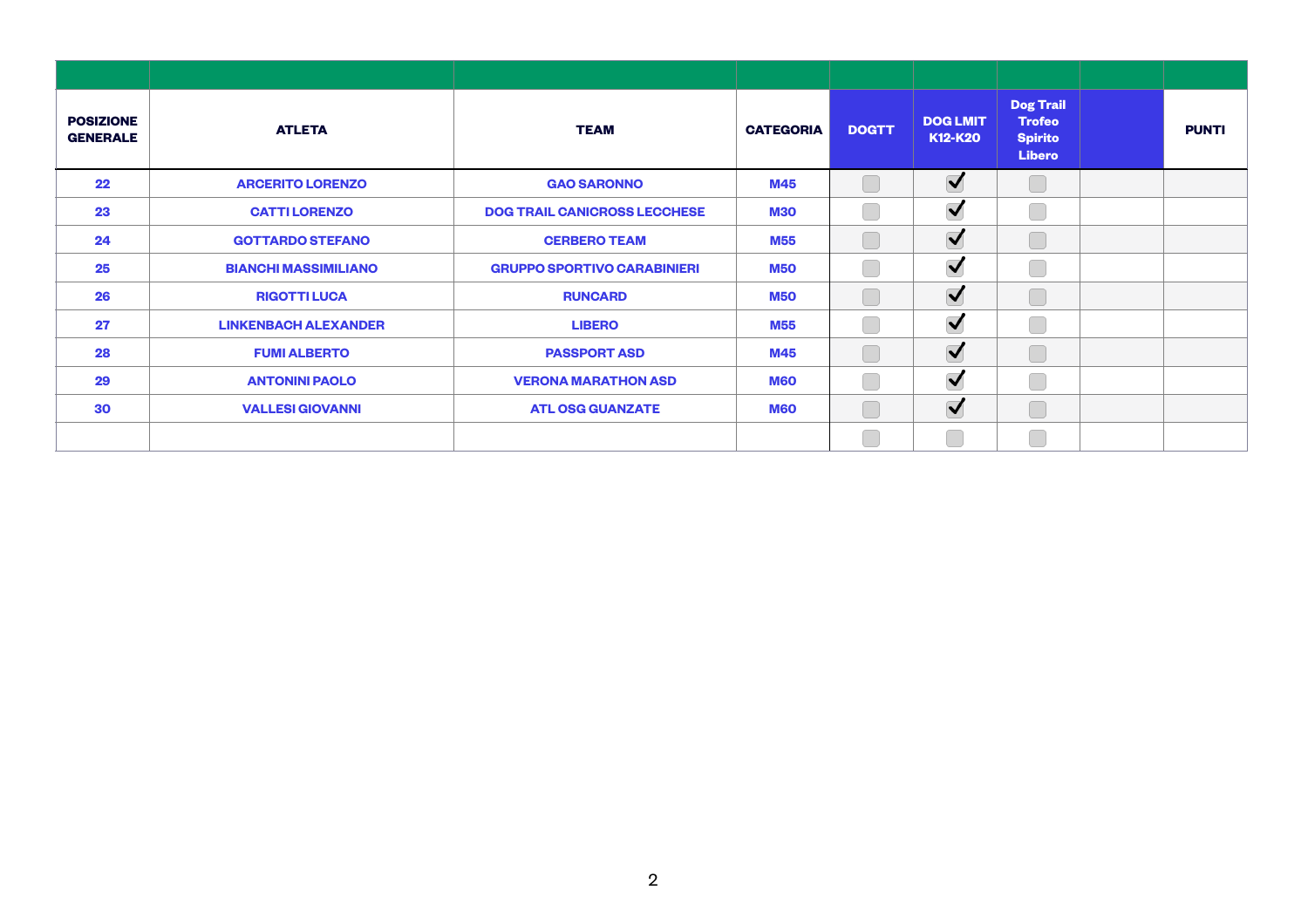| POSIZIONE GENERALE | ATLETA | TEAM | CATEGORIA | DOGTT | DOG LMIT K12-K20 | Dog Trail Trofeo Spirito Libero | | PUNTI |
|---|---|---|---|---|---|---|---|---|
| 22 | ARCERITO LORENZO | GAO SARONNO | M45 | ☐ | ☑ | ☐ | | |
| 23 | CATTI LORENZO | DOG TRAIL CANICROSS LECCHESE | M30 | ☐ | ☑ | ☐ | | |
| 24 | GOTTARDO STEFANO | CERBERO TEAM | M55 | ☐ | ☑ | ☐ | | |
| 25 | BIANCHI MASSIMILIANO | GRUPPO SPORTIVO CARABINIERI | M50 | ☐ | ☑ | ☐ | | |
| 26 | RIGOTTI LUCA | RUNCARD | M50 | ☐ | ☑ | ☐ | | |
| 27 | LINKENBACH ALEXANDER | LIBERO | M55 | ☐ | ☑ | ☐ | | |
| 28 | FUMI ALBERTO | PASSPORT ASD | M45 | ☐ | ☑ | ☐ | | |
| 29 | ANTONINI PAOLO | VERONA MARATHON ASD | M60 | ☐ | ☑ | ☐ | | |
| 30 | VALLESI GIOVANNI | ATL OSG GUANZATE | M60 | ☐ | ☑ | ☐ | | |
| | | | | ☐ | ☐ | ☐ | | |